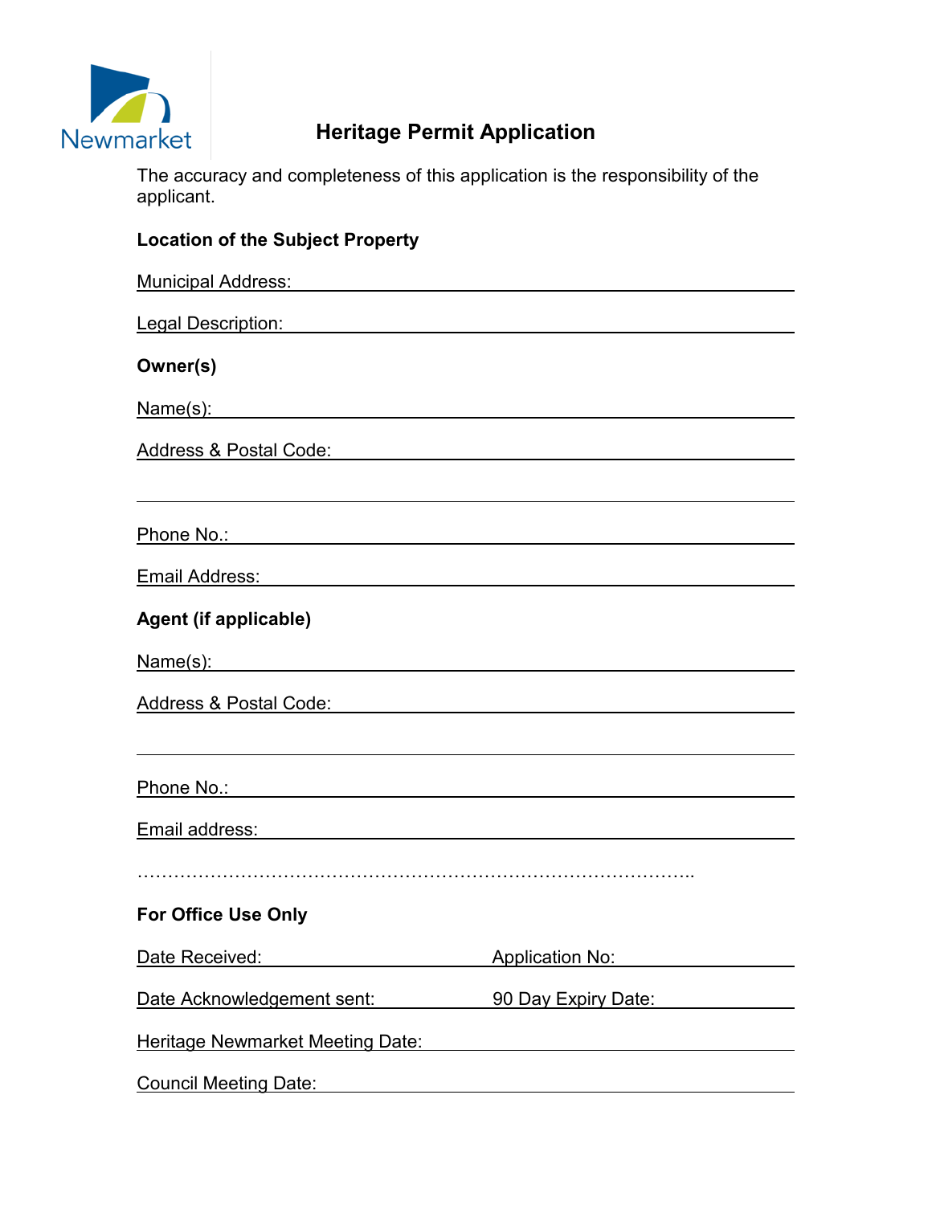Newmarket

# Heritage Permit Application

The accuracy and completeness of this application is the responsibility of the applicant.

**Location of the Subject Property**

Municipal Address: ______________________________________________

Legal Description: ______________________________________________

**Owner(s)**

Name(s): ______________________________________________

Address & Postal Code: ______________________________________________

______________________________________________

Phone No.: ______________________________________________

Email Address: ______________________________________________

**Agent (if applicable)**

Name(s): ______________________________________________

Address & Postal Code: ______________________________________________

______________________________________________

Phone No.: ______________________________________________

Email address: ______________________________________________

……………………………………………………………………………………..

**For Office Use Only**

Date Received: ____________________ Application No: ____________________

Date Acknowledgement sent: ____________________ 90 Day Expiry Date: ____________________

Heritage Newmarket Meeting Date: ______________________________________________

Council Meeting Date: ______________________________________________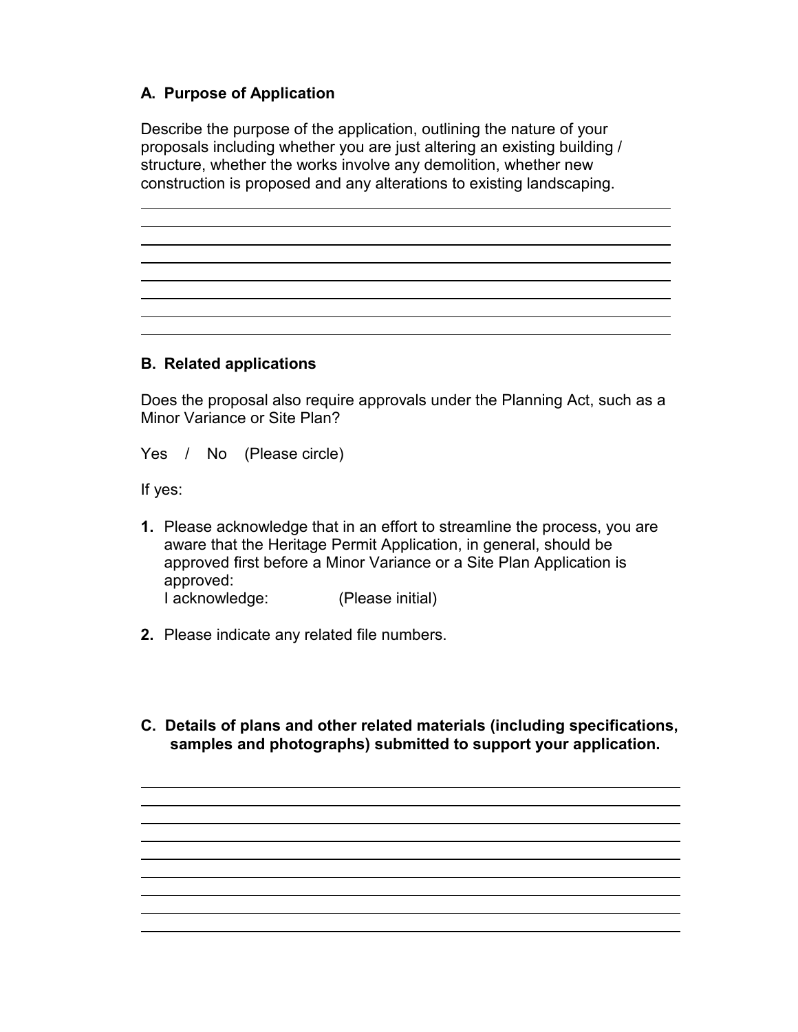### A. Purpose of Application

Describe the purpose of the application, outlining the nature of your proposals including whether you are just altering an existing building / structure, whether the works involve any demolition, whether new construction is proposed and any alterations to existing landscaping.

\_\_\_\_\_\_\_\_\_\_\_\_\_\_\_\_\_\_\_\_\_\_\_\_\_\_\_\_\_\_\_\_\_\_\_\_\_\_\_\_\_\_\_\_\_\_\_\_\_\_\_\_\_\_\_\_\_\_\_\_

\_\_\_\_\_\_\_\_\_\_\_\_\_\_\_\_\_\_\_\_\_\_\_\_\_\_\_\_\_\_\_\_\_\_\_\_\_\_\_\_\_\_\_\_\_\_\_\_\_\_\_\_\_\_\_\_\_\_\_\_

\_\_\_\_\_\_\_\_\_\_\_\_\_\_\_\_\_\_\_\_\_\_\_\_\_\_\_\_\_\_\_\_\_\_\_\_\_\_\_\_\_\_\_\_\_\_\_\_\_\_\_\_\_\_\_\_\_\_\_\_

\_\_\_\_\_\_\_\_\_\_\_\_\_\_\_\_\_\_\_\_\_\_\_\_\_\_\_\_\_\_\_\_\_\_\_\_\_\_\_\_\_\_\_\_\_\_\_\_\_\_\_\_\_\_\_\_\_\_\_\_

\_\_\_\_\_\_\_\_\_\_\_\_\_\_\_\_\_\_\_\_\_\_\_\_\_\_\_\_\_\_\_\_\_\_\_\_\_\_\_\_\_\_\_\_\_\_\_\_\_\_\_\_\_\_\_\_\_\_\_\_

\_\_\_\_\_\_\_\_\_\_\_\_\_\_\_\_\_\_\_\_\_\_\_\_\_\_\_\_\_\_\_\_\_\_\_\_\_\_\_\_\_\_\_\_\_\_\_\_\_\_\_\_\_\_\_\_\_\_\_\_

\_\_\_\_\_\_\_\_\_\_\_\_\_\_\_\_\_\_\_\_\_\_\_\_\_\_\_\_\_\_\_\_\_\_\_\_\_\_\_\_\_\_\_\_\_\_\_\_\_\_\_\_\_\_\_\_\_\_\_\_

\_\_\_\_\_\_\_\_\_\_\_\_\_\_\_\_\_\_\_\_\_\_\_\_\_\_\_\_\_\_\_\_\_\_\_\_\_\_\_\_\_\_\_\_\_\_\_\_\_\_\_\_\_\_\_\_\_\_\_\_

### B. Related applications

Does the proposal also require approvals under the Planning Act, such as a Minor Variance or Site Plan?

Yes / No (Please circle)

If yes:

1. Please acknowledge that in an effort to streamline the process, you are aware that the Heritage Permit Application, in general, should be approved first before a Minor Variance or a Site Plan Application is approved:
   I acknowledge: (Please initial)

2. Please indicate any related file numbers.

### C. Details of plans and other related materials (including specifications, samples and photographs) submitted to support your application.

\_\_\_\_\_\_\_\_\_\_\_\_\_\_\_\_\_\_\_\_\_\_\_\_\_\_\_\_\_\_\_\_\_\_\_\_\_\_\_\_\_\_\_\_\_\_\_\_\_\_\_\_\_\_\_\_\_\_\_\_

\_\_\_\_\_\_\_\_\_\_\_\_\_\_\_\_\_\_\_\_\_\_\_\_\_\_\_\_\_\_\_\_\_\_\_\_\_\_\_\_\_\_\_\_\_\_\_\_\_\_\_\_\_\_\_\_\_\_\_\_

\_\_\_\_\_\_\_\_\_\_\_\_\_\_\_\_\_\_\_\_\_\_\_\_\_\_\_\_\_\_\_\_\_\_\_\_\_\_\_\_\_\_\_\_\_\_\_\_\_\_\_\_\_\_\_\_\_\_\_\_

\_\_\_\_\_\_\_\_\_\_\_\_\_\_\_\_\_\_\_\_\_\_\_\_\_\_\_\_\_\_\_\_\_\_\_\_\_\_\_\_\_\_\_\_\_\_\_\_\_\_\_\_\_\_\_\_\_\_\_\_

\_\_\_\_\_\_\_\_\_\_\_\_\_\_\_\_\_\_\_\_\_\_\_\_\_\_\_\_\_\_\_\_\_\_\_\_\_\_\_\_\_\_\_\_\_\_\_\_\_\_\_\_\_\_\_\_\_\_\_\_

\_\_\_\_\_\_\_\_\_\_\_\_\_\_\_\_\_\_\_\_\_\_\_\_\_\_\_\_\_\_\_\_\_\_\_\_\_\_\_\_\_\_\_\_\_\_\_\_\_\_\_\_\_\_\_\_\_\_\_\_

\_\_\_\_\_\_\_\_\_\_\_\_\_\_\_\_\_\_\_\_\_\_\_\_\_\_\_\_\_\_\_\_\_\_\_\_\_\_\_\_\_\_\_\_\_\_\_\_\_\_\_\_\_\_\_\_\_\_\_\_

\_\_\_\_\_\_\_\_\_\_\_\_\_\_\_\_\_\_\_\_\_\_\_\_\_\_\_\_\_\_\_\_\_\_\_\_\_\_\_\_\_\_\_\_\_\_\_\_\_\_\_\_\_\_\_\_\_\_\_\_

\_\_\_\_\_\_\_\_\_\_\_\_\_\_\_\_\_\_\_\_\_\_\_\_\_\_\_\_\_\_\_\_\_\_\_\_\_\_\_\_\_\_\_\_\_\_\_\_\_\_\_\_\_\_\_\_\_\_\_\_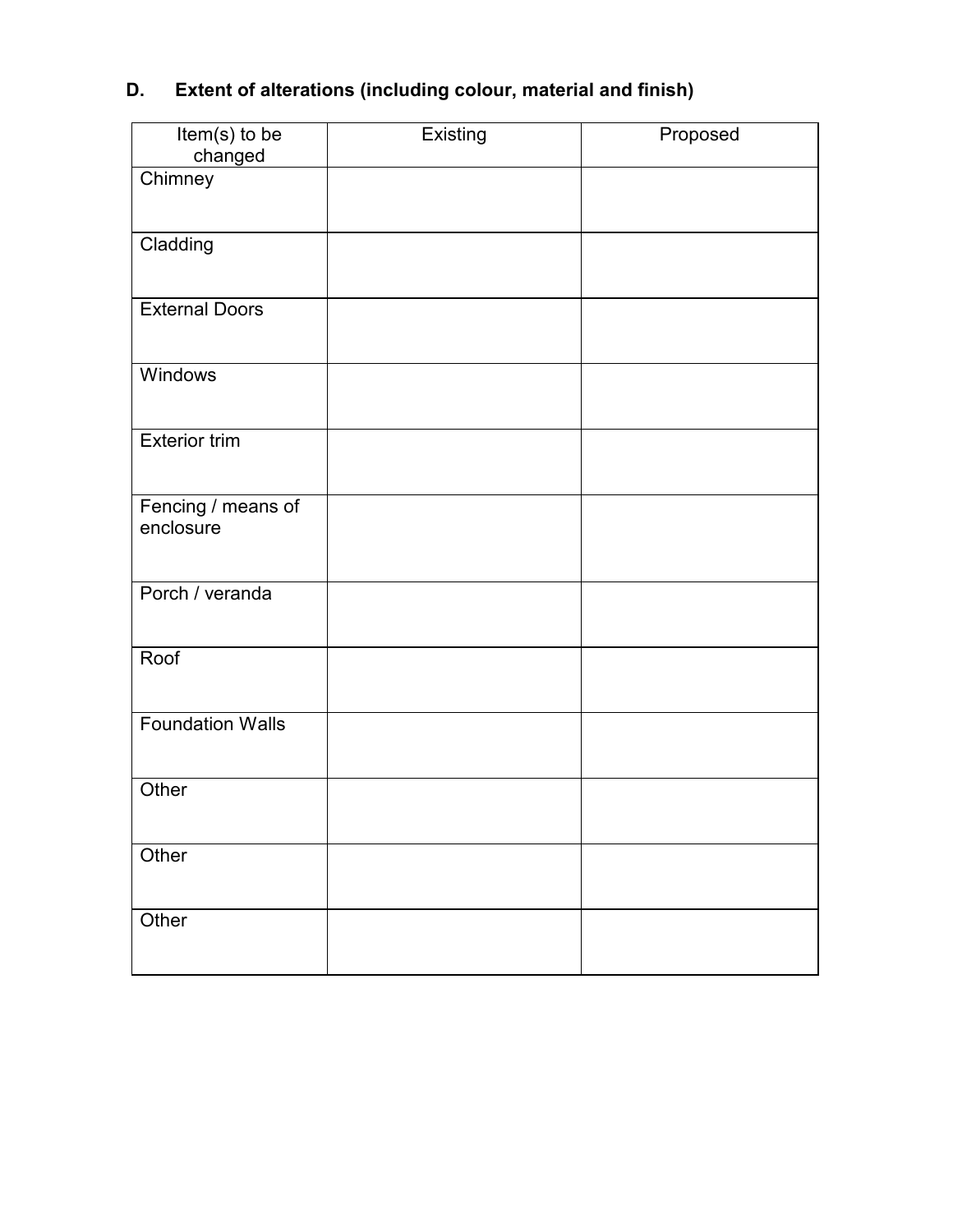## D. Extent of alterations (including colour, material and finish)

| Item(s) to be changed | Existing | Proposed |
|---|---|---|
| Chimney | | |
| Cladding | | |
| External Doors | | |
| Windows | | |
| Exterior trim | | |
| Fencing / means of enclosure | | |
| Porch / veranda | | |
| Roof | | |
| Foundation Walls | | |
| Other | | |
| Other | | |
| Other | | |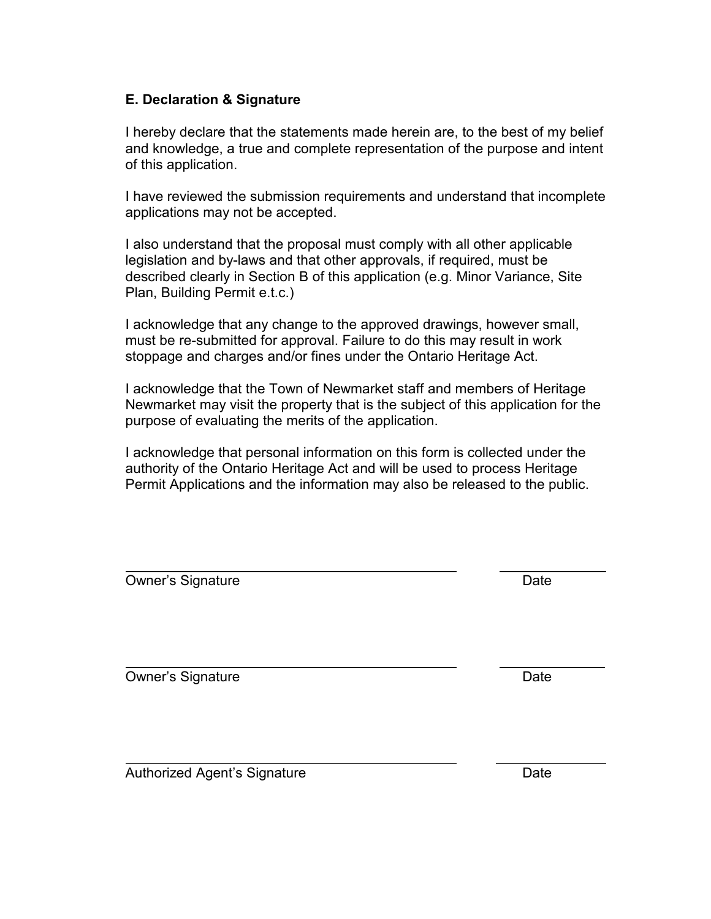## E. Declaration & Signature

I hereby declare that the statements made herein are, to the best of my belief and knowledge, a true and complete representation of the purpose and intent of this application.

I have reviewed the submission requirements and understand that incomplete applications may not be accepted.

I also understand that the proposal must comply with all other applicable legislation and by-laws and that other approvals, if required, must be described clearly in Section B of this application (e.g. Minor Variance, Site Plan, Building Permit e.t.c.)

I acknowledge that any change to the approved drawings, however small, must be re-submitted for approval. Failure to do this may result in work stoppage and charges and/or fines under the Ontario Heritage Act.

I acknowledge that the Town of Newmarket staff and members of Heritage Newmarket may visit the property that is the subject of this application for the purpose of evaluating the merits of the application.

I acknowledge that personal information on this form is collected under the authority of the Ontario Heritage Act and will be used to process Heritage Permit Applications and the information may also be released to the public.

\_\_\_\_\_\_\_\_\_\_\_\_\_\_\_\_\_\_\_\_\_\_\_\_\_\_\_\_\_\_\_\_\_\_\_\_\_\_ \_\_\_\_\_\_\_\_\_\_\_\_\_\_\_

Owner's Signature Date

\_\_\_\_\_\_\_\_\_\_\_\_\_\_\_\_\_\_\_\_\_\_\_\_\_\_\_\_\_\_\_\_\_\_\_\_\_\_ \_\_\_\_\_\_\_\_\_\_\_\_\_\_\_

Owner's Signature Date

\_\_\_\_\_\_\_\_\_\_\_\_\_\_\_\_\_\_\_\_\_\_\_\_\_\_\_\_\_\_\_\_\_\_\_\_\_\_ \_\_\_\_\_\_\_\_\_\_\_\_\_\_\_

Authorized Agent's Signature Date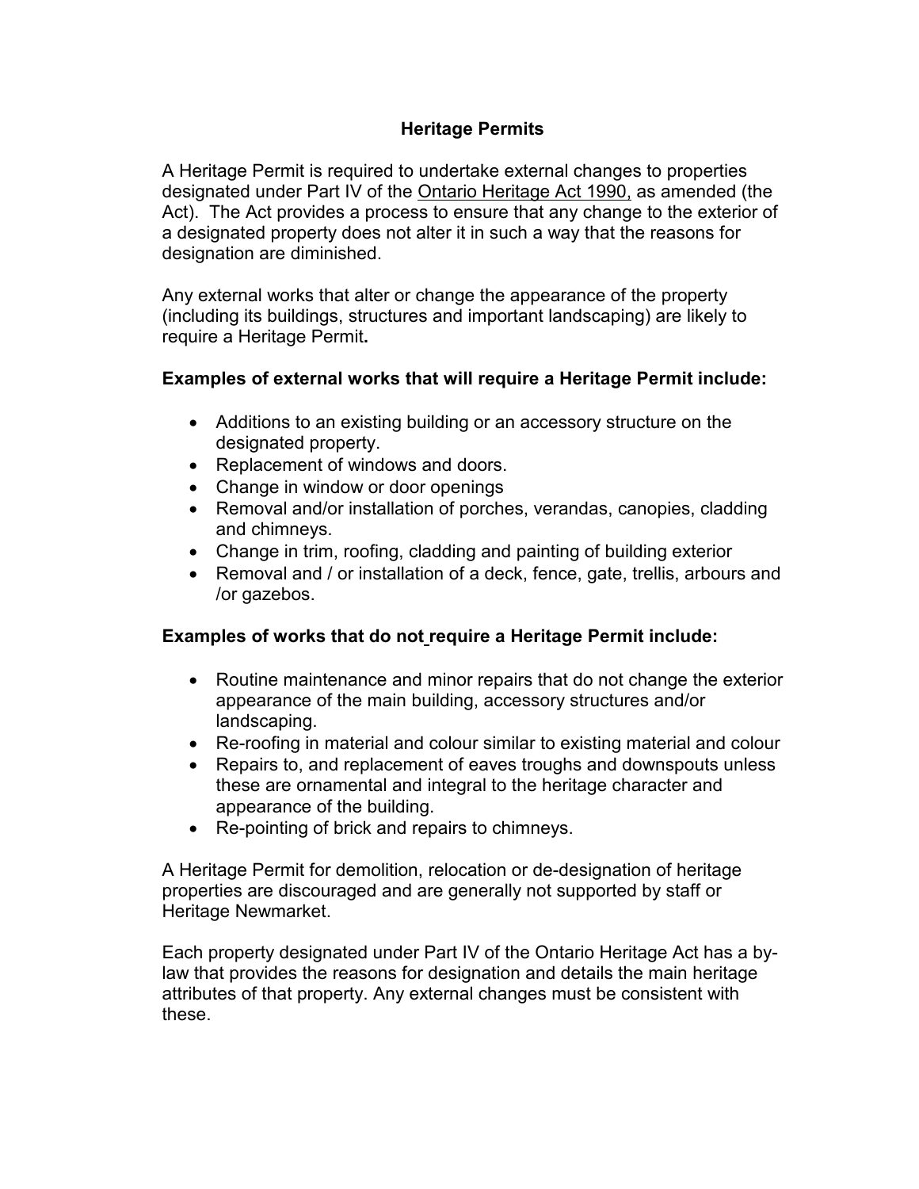# Heritage Permits

A Heritage Permit is required to undertake external changes to properties designated under Part IV of the Ontario Heritage Act 1990, as amended (the Act). The Act provides a process to ensure that any change to the exterior of a designated property does not alter it in such a way that the reasons for designation are diminished.

Any external works that alter or change the appearance of the property (including its buildings, structures and important landscaping) are likely to require a Heritage Permit**.**

**Examples of external works that will require a Heritage Permit include:**

- Additions to an existing building or an accessory structure on the designated property.
- Replacement of windows and doors.
- Change in window or door openings
- Removal and/or installation of porches, verandas, canopies, cladding and chimneys.
- Change in trim, roofing, cladding and painting of building exterior
- Removal and / or installation of a deck, fence, gate, trellis, arbours and /or gazebos.

**Examples of works that do not require a Heritage Permit include:**

- Routine maintenance and minor repairs that do not change the exterior appearance of the main building, accessory structures and/or landscaping.
- Re-roofing in material and colour similar to existing material and colour
- Repairs to, and replacement of eaves troughs and downspouts unless these are ornamental and integral to the heritage character and appearance of the building.
- Re-pointing of brick and repairs to chimneys.

A Heritage Permit for demolition, relocation or de-designation of heritage properties are discouraged and are generally not supported by staff or Heritage Newmarket.

Each property designated under Part IV of the Ontario Heritage Act has a by-law that provides the reasons for designation and details the main heritage attributes of that property. Any external changes must be consistent with these.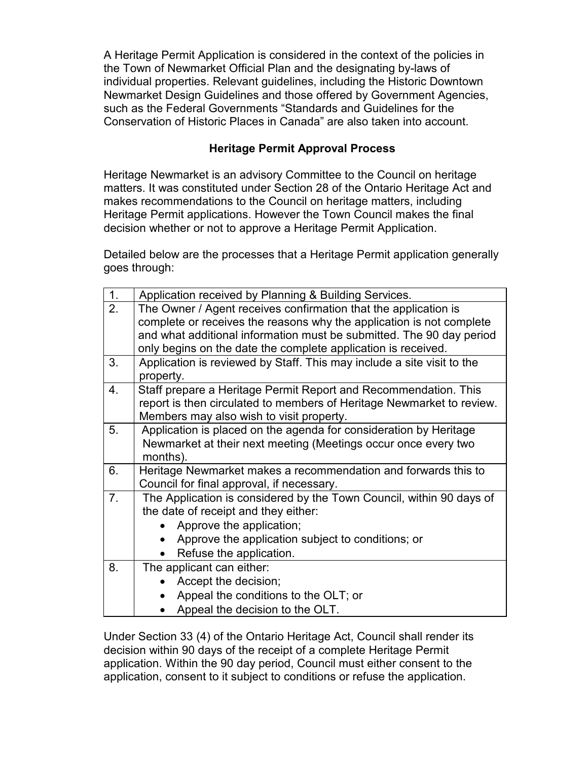A Heritage Permit Application is considered in the context of the policies in the Town of Newmarket Official Plan and the designating by-laws of individual properties. Relevant guidelines, including the Historic Downtown Newmarket Design Guidelines and those offered by Government Agencies, such as the Federal Governments "Standards and Guidelines for the Conservation of Historic Places in Canada" are also taken into account.

## Heritage Permit Approval Process

Heritage Newmarket is an advisory Committee to the Council on heritage matters. It was constituted under Section 28 of the Ontario Heritage Act and makes recommendations to the Council on heritage matters, including Heritage Permit applications. However the Town Council makes the final decision whether or not to approve a Heritage Permit Application.

Detailed below are the processes that a Heritage Permit application generally goes through:

| | |
|---|---|
| 1. | Application received by Planning & Building Services. |
| 2. | The Owner / Agent receives confirmation that the application is complete or receives the reasons why the application is not complete and what additional information must be submitted. The 90 day period only begins on the date the complete application is received. |
| 3. | Application is reviewed by Staff. This may include a site visit to the property. |
| 4. | Staff prepare a Heritage Permit Report and Recommendation. This report is then circulated to members of Heritage Newmarket to review. Members may also wish to visit property. |
| 5. | Application is placed on the agenda for consideration by Heritage Newmarket at their next meeting (Meetings occur once every two months). |
| 6. | Heritage Newmarket makes a recommendation and forwards this to Council for final approval, if necessary. |
| 7. | The Application is considered by the Town Council, within 90 days of the date of receipt and they either: <br>• Approve the application; <br>• Approve the application subject to conditions; or <br>• Refuse the application. |
| 8. | The applicant can either: <br>• Accept the decision; <br>• Appeal the conditions to the OLT; or <br>• Appeal the decision to the OLT. |

Under Section 33 (4) of the Ontario Heritage Act, Council shall render its decision within 90 days of the receipt of a complete Heritage Permit application. Within the 90 day period, Council must either consent to the application, consent to it subject to conditions or refuse the application.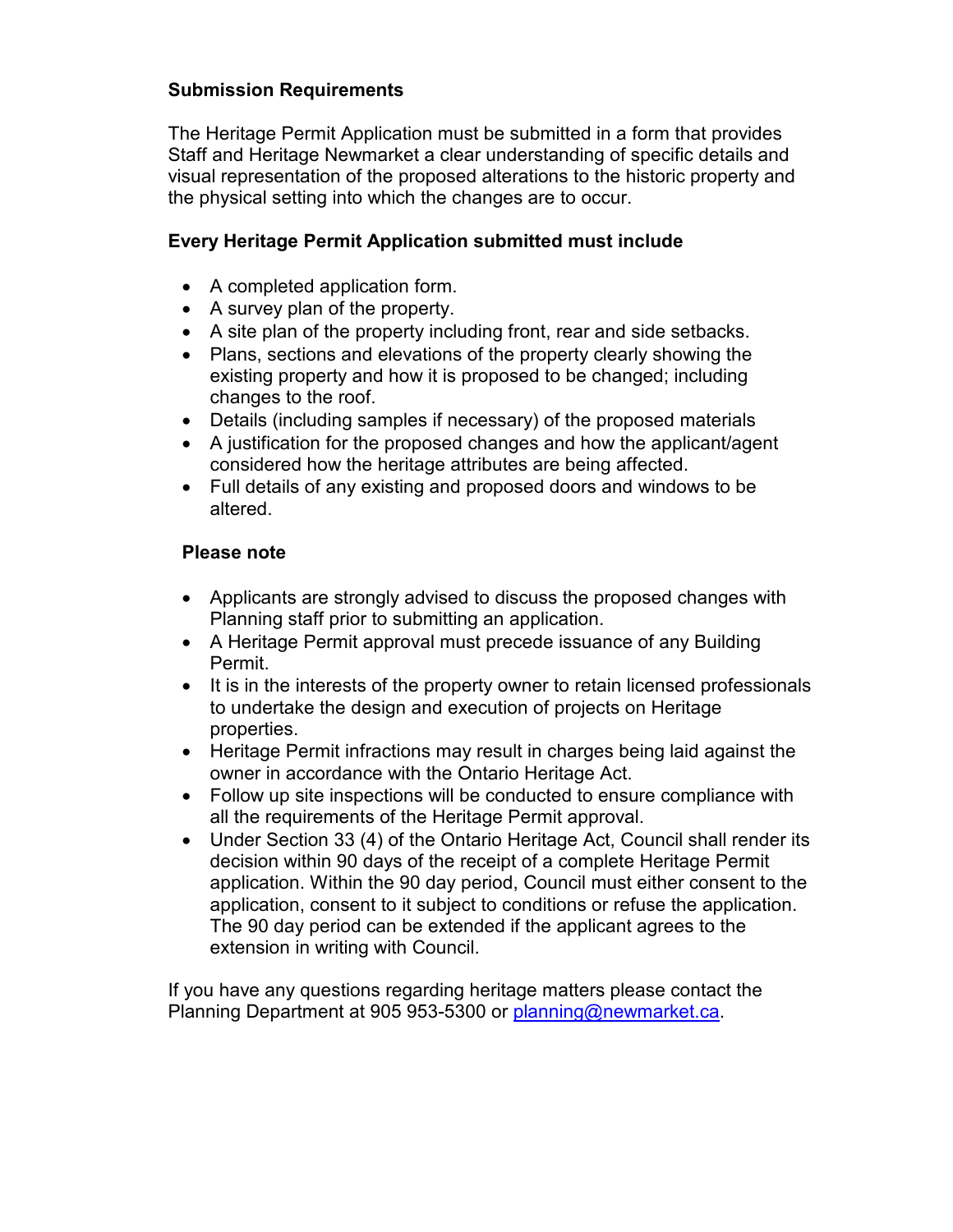**Submission Requirements**

The Heritage Permit Application must be submitted in a form that provides Staff and Heritage Newmarket a clear understanding of specific details and visual representation of the proposed alterations to the historic property and the physical setting into which the changes are to occur.

**Every Heritage Permit Application submitted must include**

- A completed application form.
- A survey plan of the property.
- A site plan of the property including front, rear and side setbacks.
- Plans, sections and elevations of the property clearly showing the existing property and how it is proposed to be changed; including changes to the roof.
- Details (including samples if necessary) of the proposed materials
- A justification for the proposed changes and how the applicant/agent considered how the heritage attributes are being affected.
- Full details of any existing and proposed doors and windows to be altered.

**Please note**

- Applicants are strongly advised to discuss the proposed changes with Planning staff prior to submitting an application.
- A Heritage Permit approval must precede issuance of any Building Permit.
- It is in the interests of the property owner to retain licensed professionals to undertake the design and execution of projects on Heritage properties.
- Heritage Permit infractions may result in charges being laid against the owner in accordance with the Ontario Heritage Act.
- Follow up site inspections will be conducted to ensure compliance with all the requirements of the Heritage Permit approval.
- Under Section 33 (4) of the Ontario Heritage Act, Council shall render its decision within 90 days of the receipt of a complete Heritage Permit application. Within the 90 day period, Council must either consent to the application, consent to it subject to conditions or refuse the application. The 90 day period can be extended if the applicant agrees to the extension in writing with Council.

If you have any questions regarding heritage matters please contact the Planning Department at 905 953-5300 or planning@newmarket.ca.